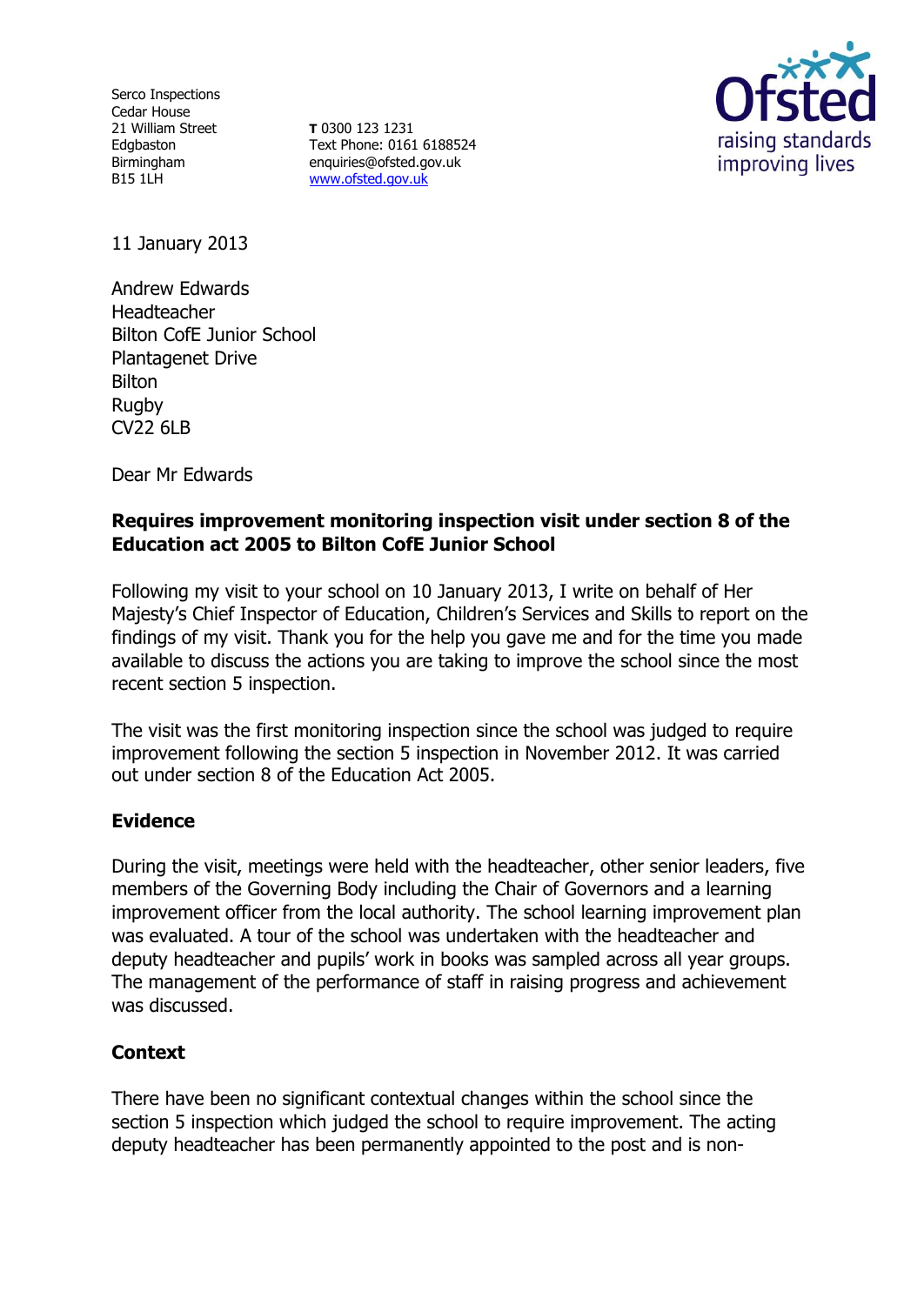Serco Inspections
Cedar House
21 William Street
Edgbaston
Birmingham
B15 1LH

**T** 0300 123 1231
Text Phone: 0161 6188524
enquiries@ofsted.gov.uk
www.ofsted.gov.uk

11 January 2013

Andrew Edwards
Headteacher
Bilton CofE Junior School
Plantagenet Drive
Bilton
Rugby
CV22 6LB

Dear Mr Edwards

**Requires improvement monitoring inspection visit under section 8 of the Education act 2005 to Bilton CofE Junior School**

Following my visit to your school on 10 January 2013, I write on behalf of Her Majesty's Chief Inspector of Education, Children's Services and Skills to report on the findings of my visit. Thank you for the help you gave me and for the time you made available to discuss the actions you are taking to improve the school since the most recent section 5 inspection.

The visit was the first monitoring inspection since the school was judged to require improvement following the section 5 inspection in November 2012. It was carried out under section 8 of the Education Act 2005.

## Evidence

During the visit, meetings were held with the headteacher, other senior leaders, five members of the Governing Body including the Chair of Governors and a learning improvement officer from the local authority. The school learning improvement plan was evaluated. A tour of the school was undertaken with the headteacher and deputy headteacher and pupils' work in books was sampled across all year groups. The management of the performance of staff in raising progress and achievement was discussed.

## Context

There have been no significant contextual changes within the school since the section 5 inspection which judged the school to require improvement. The acting deputy headteacher has been permanently appointed to the post and is non-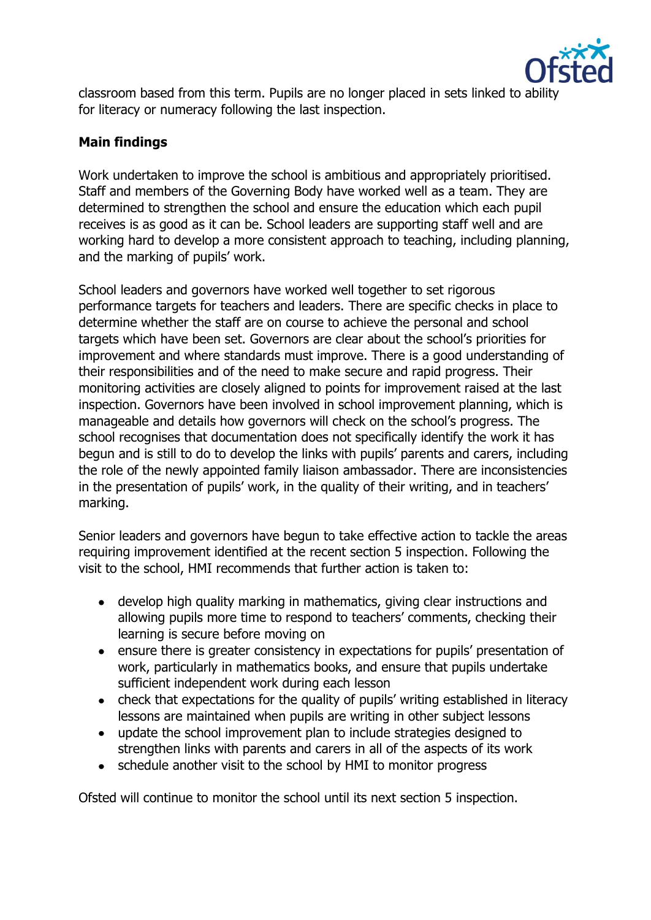classroom based from this term. Pupils are no longer placed in sets linked to ability for literacy or numeracy following the last inspection.

**Main findings**

Work undertaken to improve the school is ambitious and appropriately prioritised. Staff and members of the Governing Body have worked well as a team. They are determined to strengthen the school and ensure the education which each pupil receives is as good as it can be. School leaders are supporting staff well and are working hard to develop a more consistent approach to teaching, including planning, and the marking of pupils' work.

School leaders and governors have worked well together to set rigorous performance targets for teachers and leaders. There are specific checks in place to determine whether the staff are on course to achieve the personal and school targets which have been set. Governors are clear about the school's priorities for improvement and where standards must improve. There is a good understanding of their responsibilities and of the need to make secure and rapid progress. Their monitoring activities are closely aligned to points for improvement raised at the last inspection. Governors have been involved in school improvement planning, which is manageable and details how governors will check on the school's progress. The school recognises that documentation does not specifically identify the work it has begun and is still to do to develop the links with pupils' parents and carers, including the role of the newly appointed family liaison ambassador. There are inconsistencies in the presentation of pupils' work, in the quality of their writing, and in teachers' marking.

Senior leaders and governors have begun to take effective action to tackle the areas requiring improvement identified at the recent section 5 inspection. Following the visit to the school, HMI recommends that further action is taken to:

- develop high quality marking in mathematics, giving clear instructions and allowing pupils more time to respond to teachers' comments, checking their learning is secure before moving on
- ensure there is greater consistency in expectations for pupils' presentation of work, particularly in mathematics books, and ensure that pupils undertake sufficient independent work during each lesson
- check that expectations for the quality of pupils' writing established in literacy lessons are maintained when pupils are writing in other subject lessons
- update the school improvement plan to include strategies designed to strengthen links with parents and carers in all of the aspects of its work
- schedule another visit to the school by HMI to monitor progress

Ofsted will continue to monitor the school until its next section 5 inspection.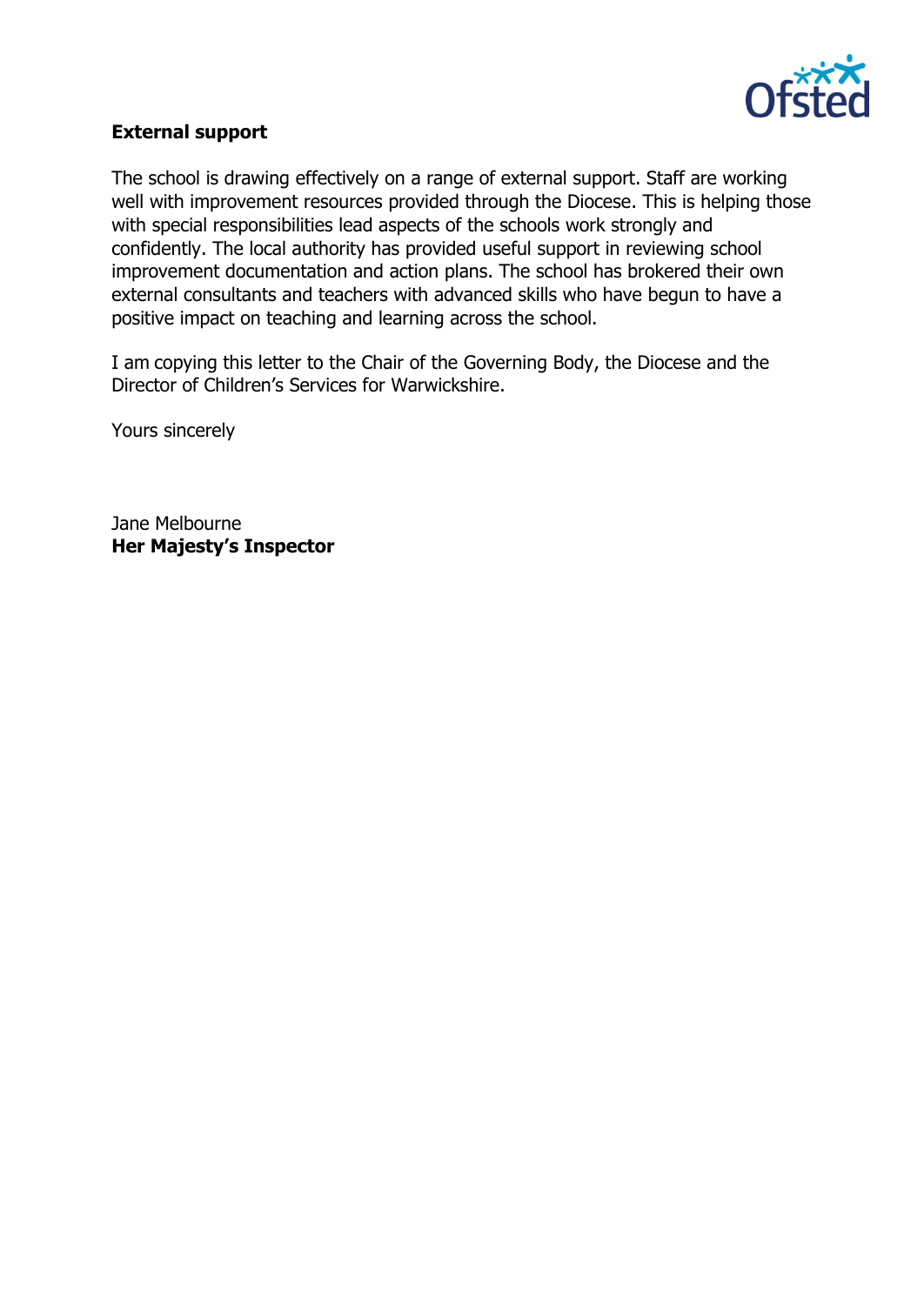**External support**

The school is drawing effectively on a range of external support. Staff are working well with improvement resources provided through the Diocese. This is helping those with special responsibilities lead aspects of the schools work strongly and confidently. The local authority has provided useful support in reviewing school improvement documentation and action plans. The school has brokered their own external consultants and teachers with advanced skills who have begun to have a positive impact on teaching and learning across the school.

I am copying this letter to the Chair of the Governing Body, the Diocese and the Director of Children's Services for Warwickshire.

Yours sincerely

Jane Melbourne
**Her Majesty's Inspector**